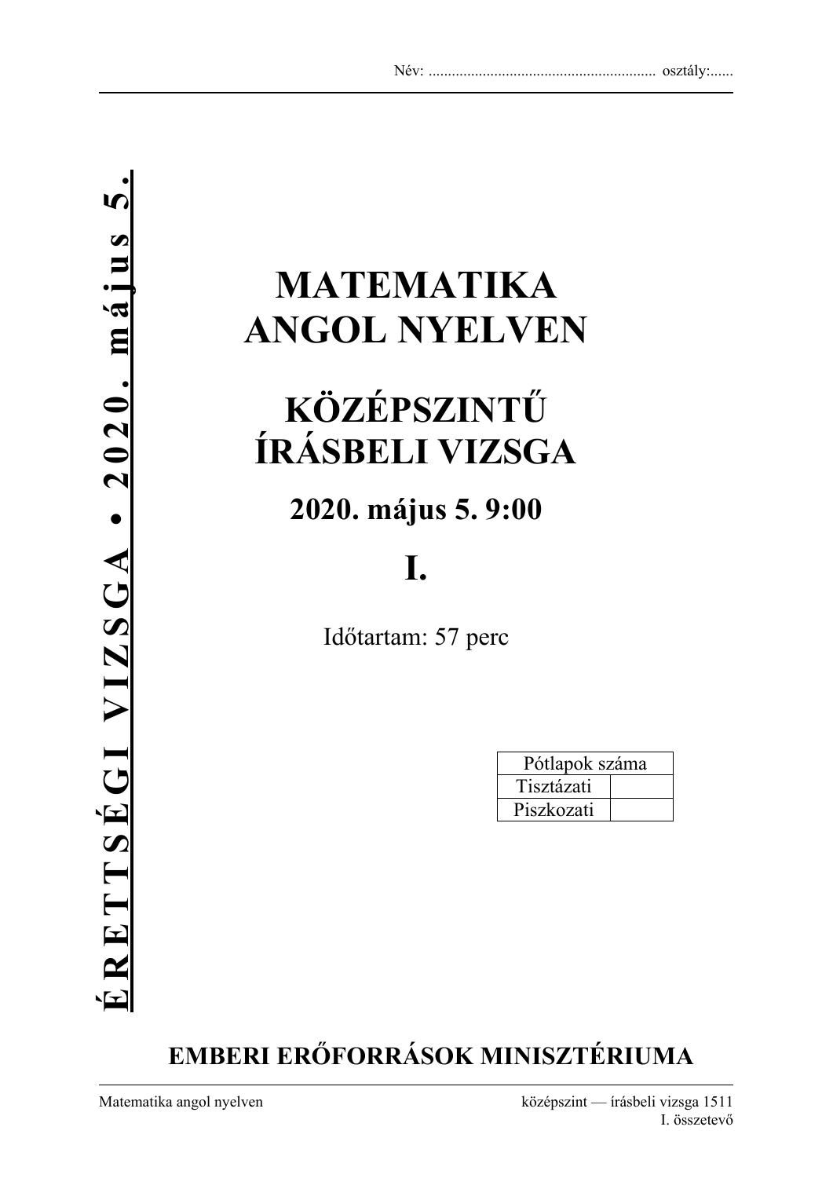Név: ........................................................... osztály:......

ÉRETTSÉGI VIZSGA • 2020. május 5.

# MATEMATIKA ANGOL NYELVEN

# KÖZÉPSZINTŰ ÍRÁSBELI VIZSGA

## 2020. május 5. 9:00

## I.

Időtartam: 57 perc

| Pótlapok száma | |
|---|---|
| Tisztázati | |
| Piszkozati | |

**EMBERI ERŐFORRÁSOK MINISZTÉRIUMA**

Matematika angol nyelven — középszint — írásbeli vizsga 1511, I. összetevő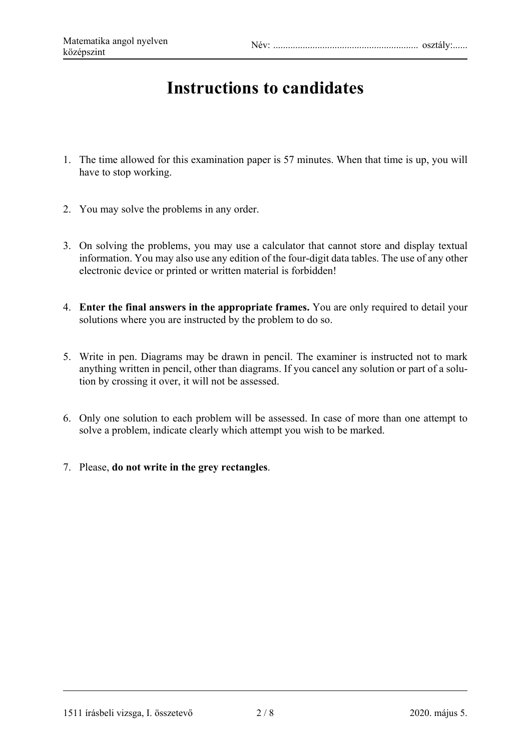# Instructions to candidates

1. The time allowed for this examination paper is 57 minutes. When that time is up, you will have to stop working.

2. You may solve the problems in any order.

3. On solving the problems, you may use a calculator that cannot store and display textual information. You may also use any edition of the four-digit data tables. The use of any other electronic device or printed or written material is forbidden!

4. **Enter the final answers in the appropriate frames.** You are only required to detail your solutions where you are instructed by the problem to do so.

5. Write in pen. Diagrams may be drawn in pencil. The examiner is instructed not to mark anything written in pencil, other than diagrams. If you cancel any solution or part of a solution by crossing it over, it will not be assessed.

6. Only one solution to each problem will be assessed. In case of more than one attempt to solve a problem, indicate clearly which attempt you wish to be marked.

7. Please, **do not write in the grey rectangles**.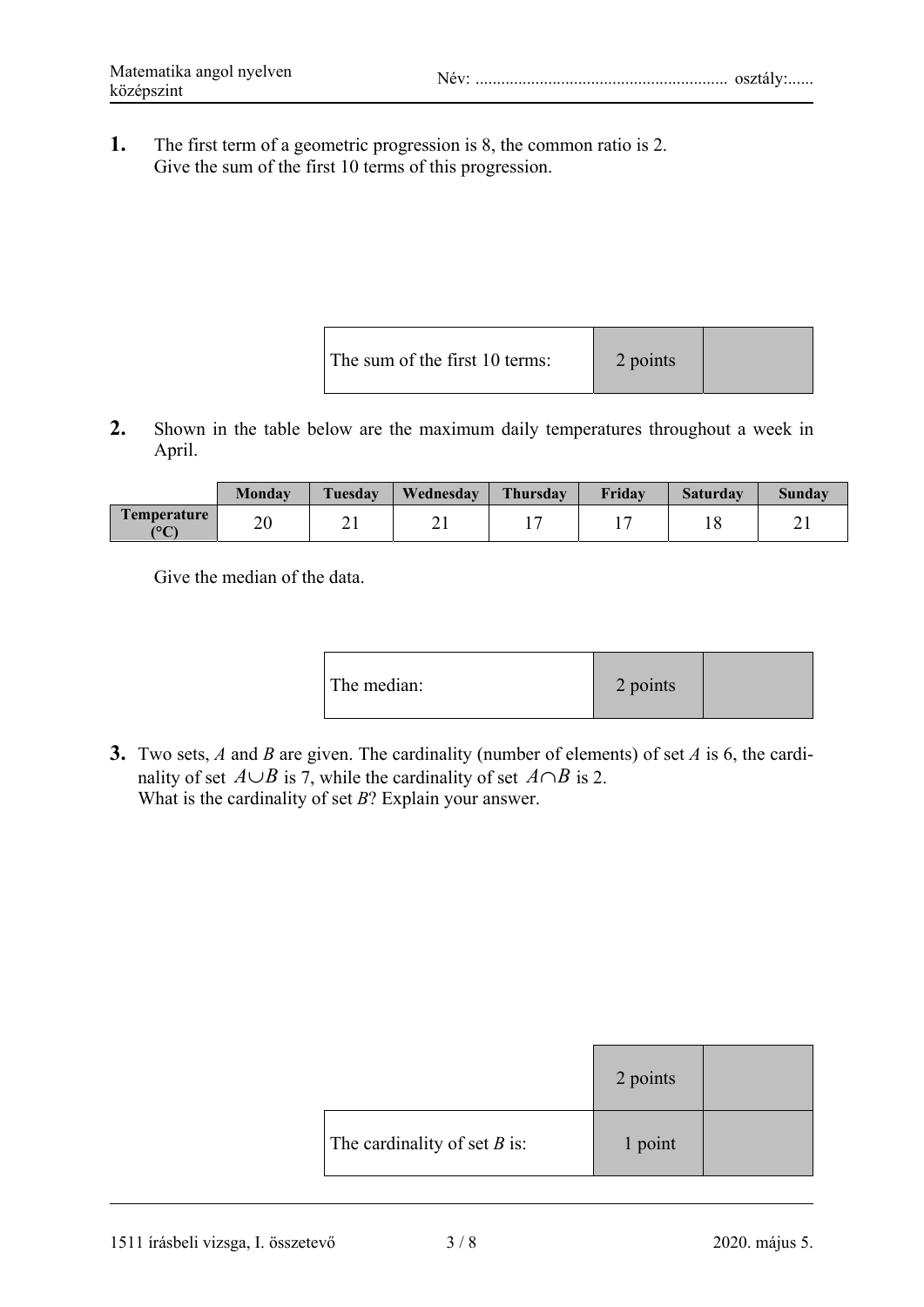**1.** The first term of a geometric progression is 8, the common ratio is 2.
Give the sum of the first 10 terms of this progression.

| The sum of the first 10 terms: | 2 points | |
|---|---|---|

**2.** Shown in the table below are the maximum daily temperatures throughout a week in April.

| | Monday | Tuesday | Wednesday | Thursday | Friday | Saturday | Sunday |
|---|---|---|---|---|---|---|---|
| **Temperature (°C)** | 20 | 21 | 21 | 17 | 17 | 18 | 21 |

Give the median of the data.

| The median: | 2 points | |
|---|---|---|

**3.** Two sets, *A* and *B* are given. The cardinality (number of elements) of set *A* is 6, the cardinality of set $A \cup B$ is 7, while the cardinality of set $A \cap B$ is 2.
What is the cardinality of set *B*? Explain your answer.

| | 2 points | |
|---|---|---|
| The cardinality of set *B* is: | 1 point | |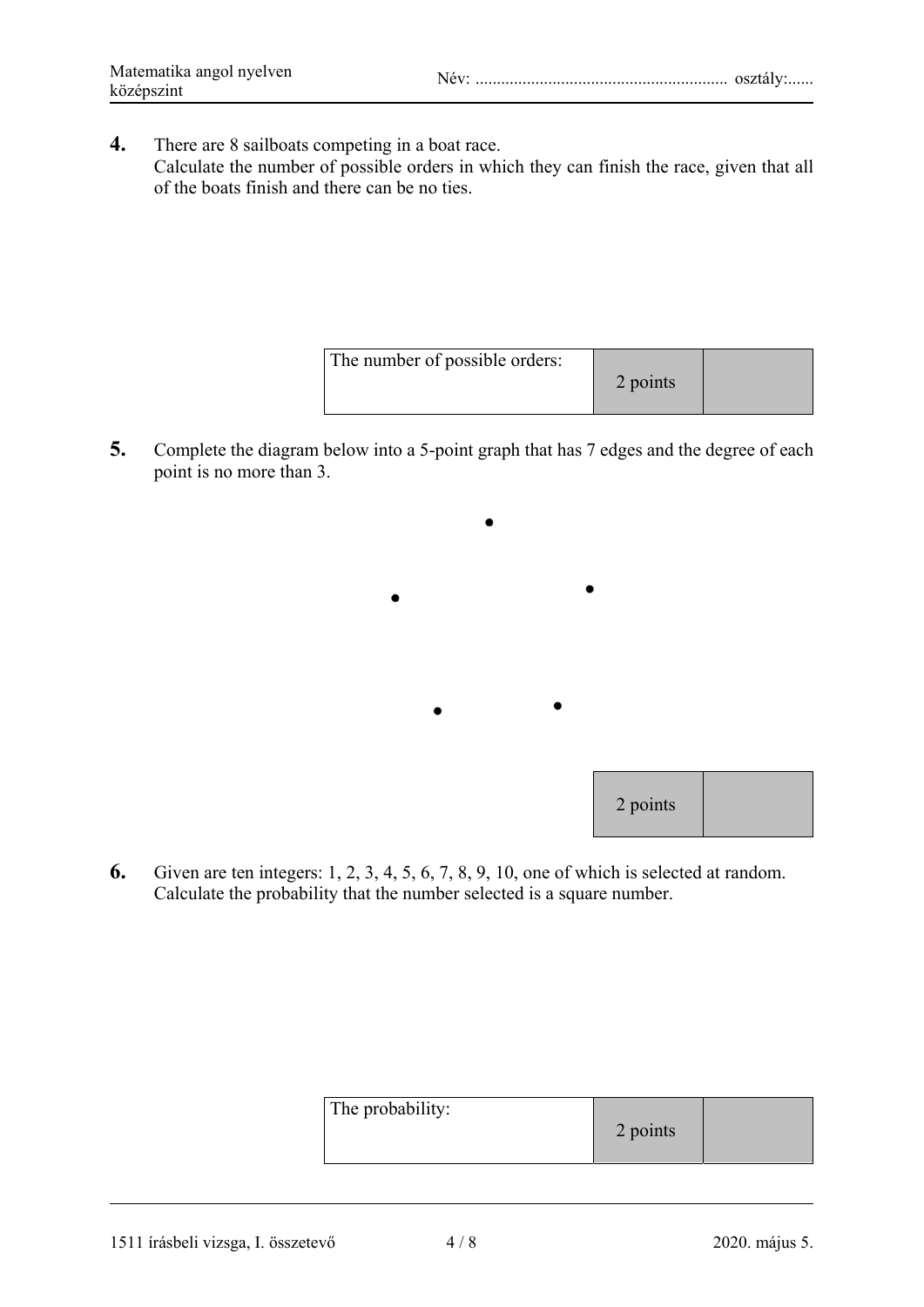**4.** There are 8 sailboats competing in a boat race.
Calculate the number of possible orders in which they can finish the race, given that all of the boats finish and there can be no ties.

| The number of possible orders: | 2 points | |
|---|---|---|

**5.** Complete the diagram below into a 5-point graph that has 7 edges and the degree of each point is no more than 3.

| 2 points | |
|---|---|

**6.** Given are ten integers: 1, 2, 3, 4, 5, 6, 7, 8, 9, 10, one of which is selected at random. Calculate the probability that the number selected is a square number.

| The probability: | 2 points | |
|---|---|---|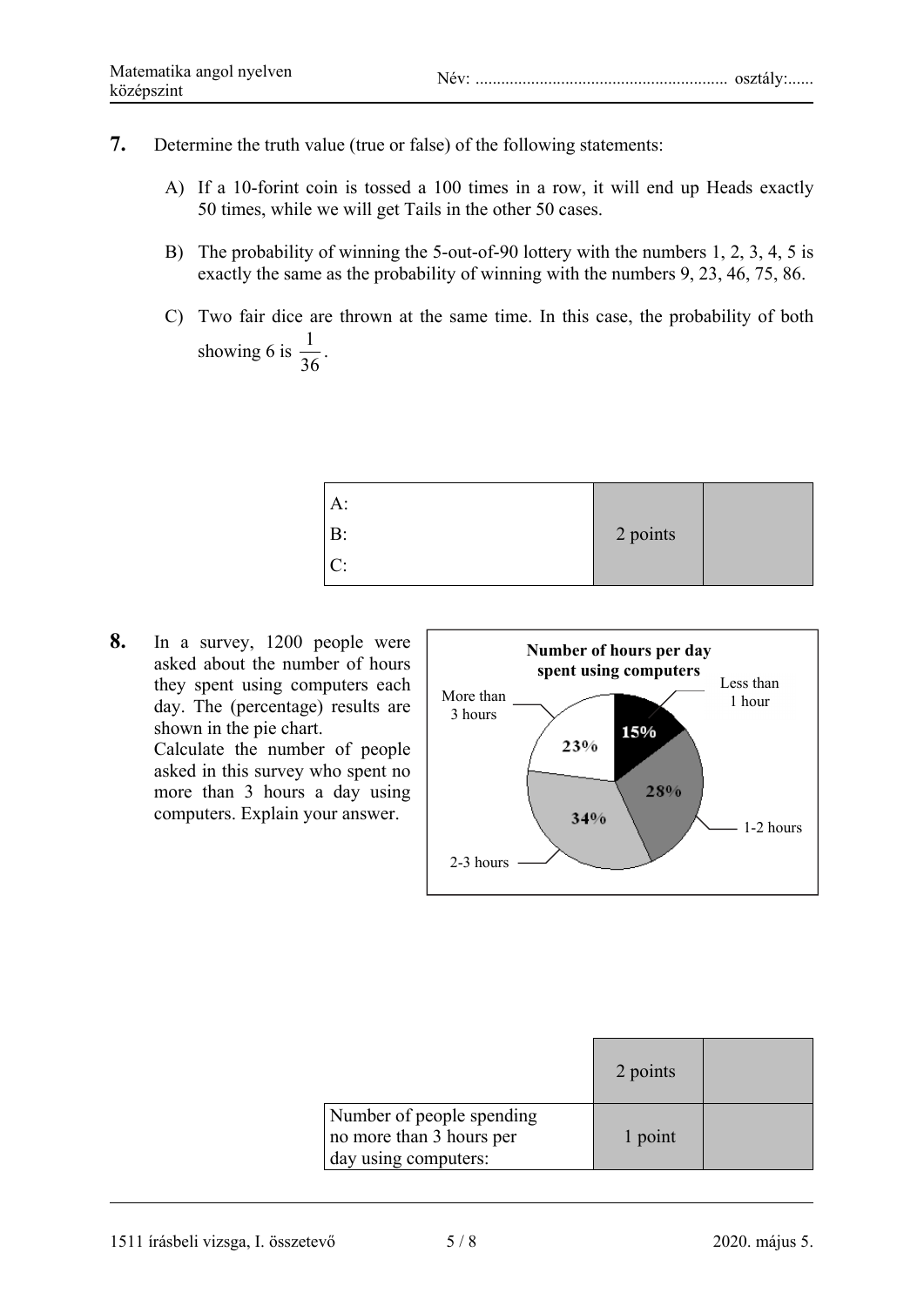**7.** Determine the truth value (true or false) of the following statements:

A) If a 10-forint coin is tossed a 100 times in a row, it will end up Heads exactly 50 times, while we will get Tails in the other 50 cases.

B) The probability of winning the 5-out-of-90 lottery with the numbers 1, 2, 3, 4, 5 is exactly the same as the probability of winning with the numbers 9, 23, 46, 75, 86.

C) Two fair dice are thrown at the same time. In this case, the probability of both showing 6 is $\frac{1}{36}$.

| | | |
|---|---|---|
| A:<br>B:<br>C: | 2 points | |

**8.** In a survey, 1200 people were asked about the number of hours they spent using computers each day. The (percentage) results are shown in the pie chart.
Calculate the number of people asked in this survey who spent no more than 3 hours a day using computers. Explain your answer.

**Number of hours per day spent using computers**

- Less than 1 hour: 15%
- 1-2 hours: 28%
- 2-3 hours: 34%
- More than 3 hours: 23%

| | | |
|---|---|---|
| | 2 points | |
| Number of people spending no more than 3 hours per day using computers: | 1 point | |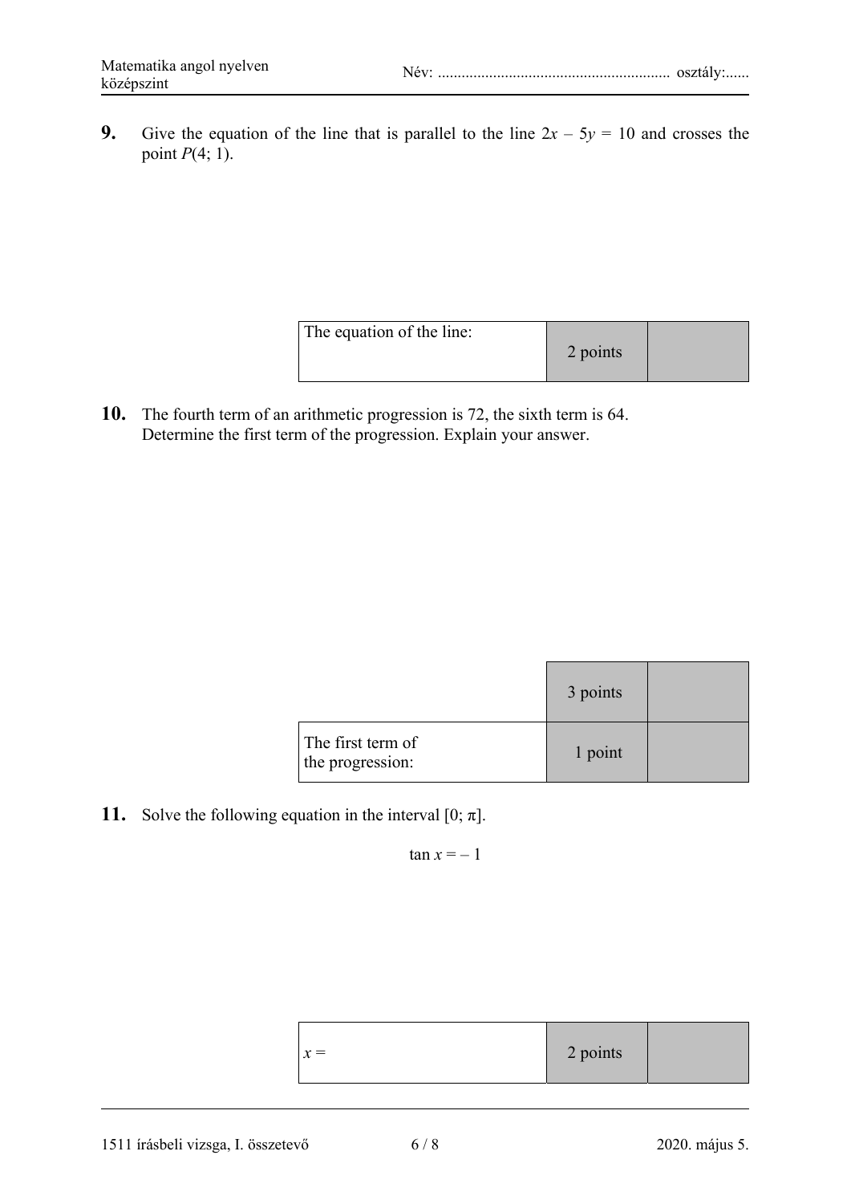**9.** Give the equation of the line that is parallel to the line $2x - 5y = 10$ and crosses the point $P(4; 1)$.

| The equation of the line: | 2 points | |
|---|---|---|

**10.** The fourth term of an arithmetic progression is 72, the sixth term is 64.
Determine the first term of the progression. Explain your answer.

| | 3 points | |
|---|---|---|
| The first term of the progression: | 1 point | |

**11.** Solve the following equation in the interval $[0; \pi]$.

$$\tan x = -1$$

| $x =$ | 2 points | |
|---|---|---|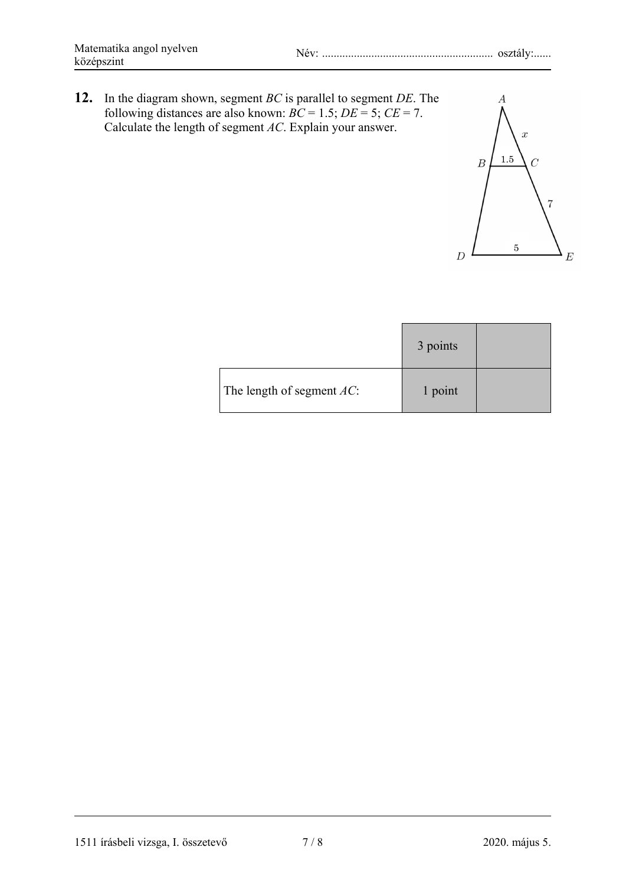**12.** In the diagram shown, segment $BC$ is parallel to segment $DE$. The following distances are also known: $BC = 1.5$; $DE = 5$; $CE = 7$. Calculate the length of segment $AC$. Explain your answer.

| | 3 points | |
|---|---|---|
| The length of segment $AC$: | 1 point | |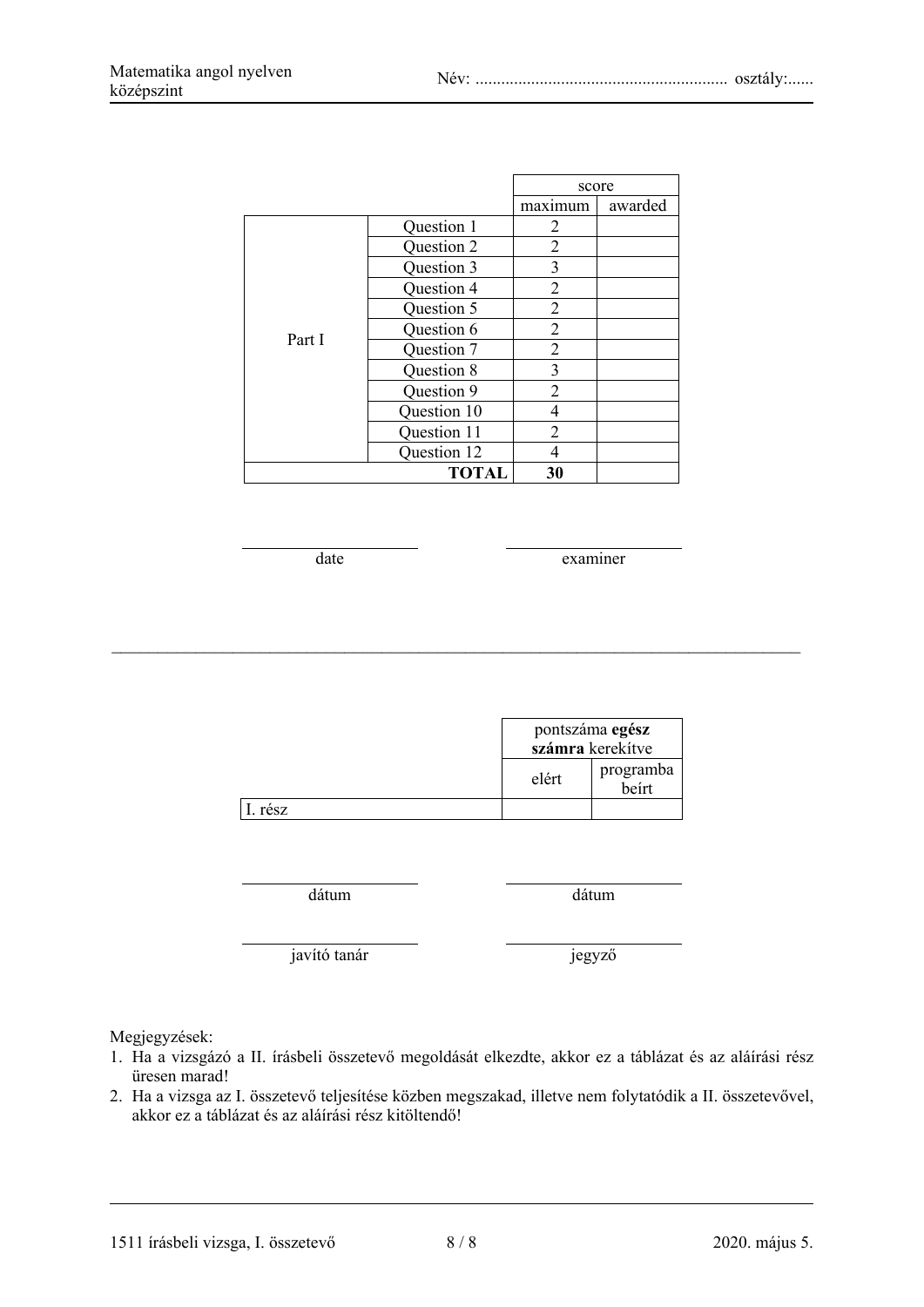| | | score | |
|---|---|---|---|
| | | maximum | awarded |
| Part I | Question 1 | 2 | |
| | Question 2 | 2 | |
| | Question 3 | 3 | |
| | Question 4 | 2 | |
| | Question 5 | 2 | |
| | Question 6 | 2 | |
| | Question 7 | 2 | |
| | Question 8 | 3 | |
| | Question 9 | 2 | |
| | Question 10 | 4 | |
| | Question 11 | 2 | |
| | Question 12 | 4 | |
| | **TOTAL** | **30** | |

date | examiner

---

| | pontszáma **egész számra** kerekítve | |
|---|---|---|
| | elért | programba beírt |
| I. rész | | |

dátum | dátum

javító tanár | jegyző

Megjegyzések:

1. Ha a vizsgázó a II. írásbeli összetevő megoldását elkezdte, akkor ez a táblázat és az aláírási rész üresen marad!
2. Ha a vizsga az I. összetevő teljesítése közben megszakad, illetve nem folytatódik a II. összetevővel, akkor ez a táblázat és az aláírási rész kitöltendő!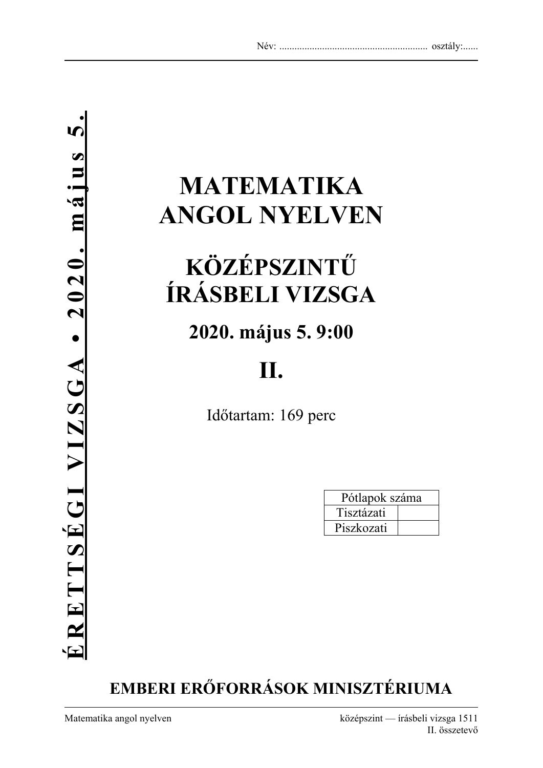Név: ........................................................... osztály:......

**ÉRETTSÉGI VIZSGA • 2020. május 5.**

# MATEMATIKA ANGOL NYELVEN

# KÖZÉPSZINTŰ ÍRÁSBELI VIZSGA

## 2020. május 5. 9:00

# II.

Időtartam: 169 perc

| Pótlapok száma | |
|---|---|
| Tisztázati | |
| Piszkozati | |

**EMBERI ERŐFORRÁSOK MINISZTÉRIUMA**

Matematika angol nyelven

középszint — írásbeli vizsga 1511
II. összetevő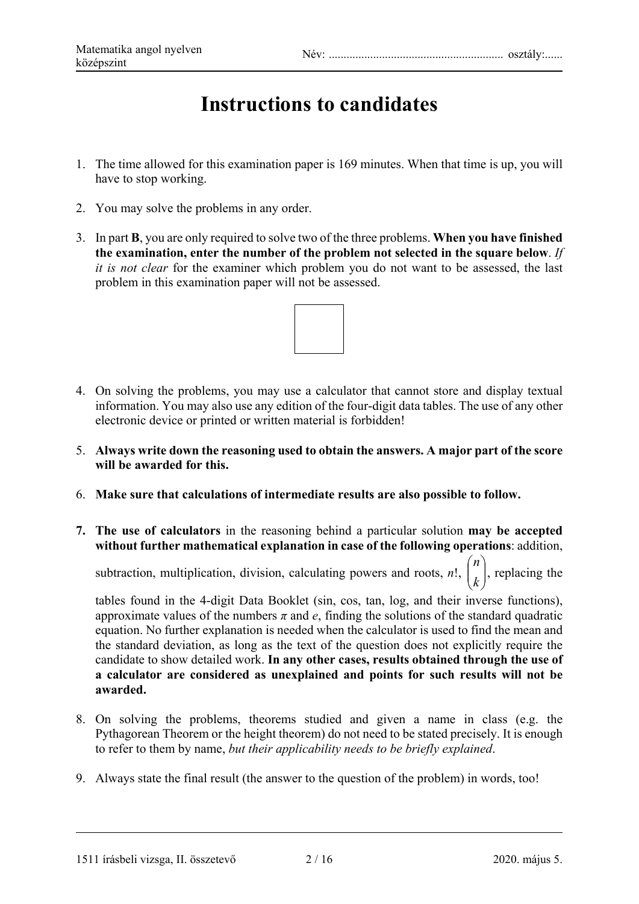# Instructions to candidates

1. The time allowed for this examination paper is 169 minutes. When that time is up, you will have to stop working.

2. You may solve the problems in any order.

3. In part **B**, you are only required to solve two of the three problems. **When you have finished the examination, enter the number of the problem not selected in the square below**. *If it is not clear* for the examiner which problem you do not want to be assessed, the last problem in this examination paper will not be assessed.

4. On solving the problems, you may use a calculator that cannot store and display textual information. You may also use any edition of the four-digit data tables. The use of any other electronic device or printed or written material is forbidden!

5. **Always write down the reasoning used to obtain the answers. A major part of the score will be awarded for this.**

6. **Make sure that calculations of intermediate results are also possible to follow.**

7. **The use of calculators** in the reasoning behind a particular solution **may be accepted without further mathematical explanation in case of the following operations**: addition, subtraction, multiplication, division, calculating powers and roots, $n!$, $\binom{n}{k}$, replacing the tables found in the 4-digit Data Booklet (sin, cos, tan, log, and their inverse functions), approximate values of the numbers $\pi$ and $e$, finding the solutions of the standard quadratic equation. No further explanation is needed when the calculator is used to find the mean and the standard deviation, as long as the text of the question does not explicitly require the candidate to show detailed work. **In any other cases, results obtained through the use of a calculator are considered as unexplained and points for such results will not be awarded.**

8. On solving the problems, theorems studied and given a name in class (e.g. the Pythagorean Theorem or the height theorem) do not need to be stated precisely. It is enough to refer to them by name, *but their applicability needs to be briefly explained*.

9. Always state the final result (the answer to the question of the problem) in words, too!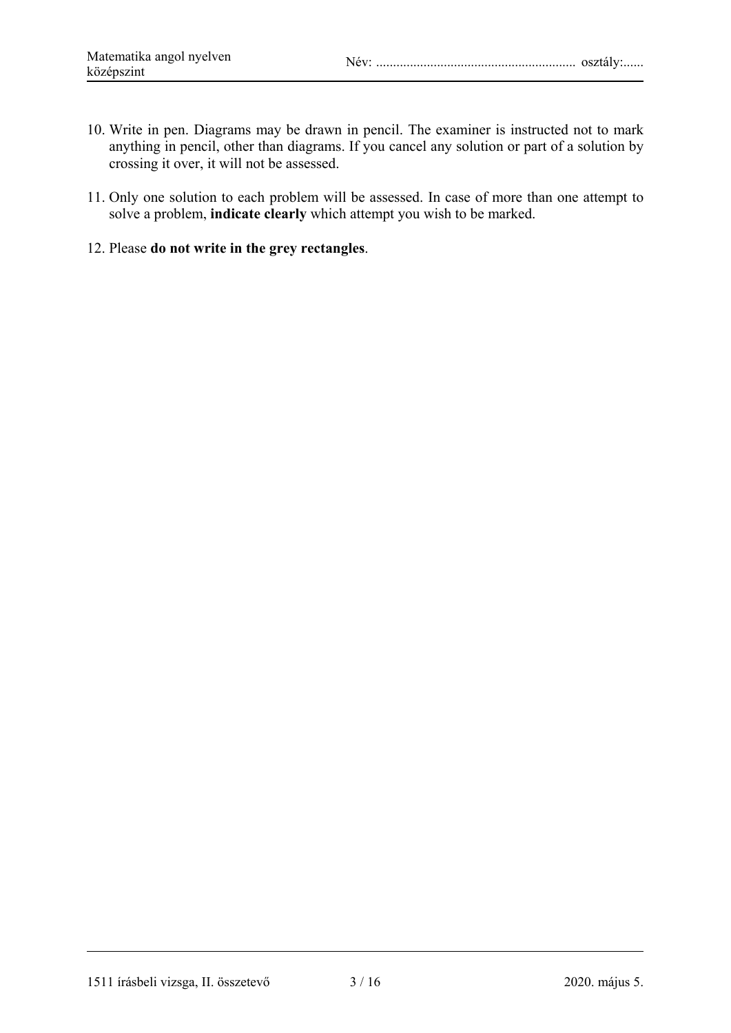10. Write in pen. Diagrams may be drawn in pencil. The examiner is instructed not to mark anything in pencil, other than diagrams. If you cancel any solution or part of a solution by crossing it over, it will not be assessed.

11. Only one solution to each problem will be assessed. In case of more than one attempt to solve a problem, **indicate clearly** which attempt you wish to be marked.

12. Please **do not write in the grey rectangles**.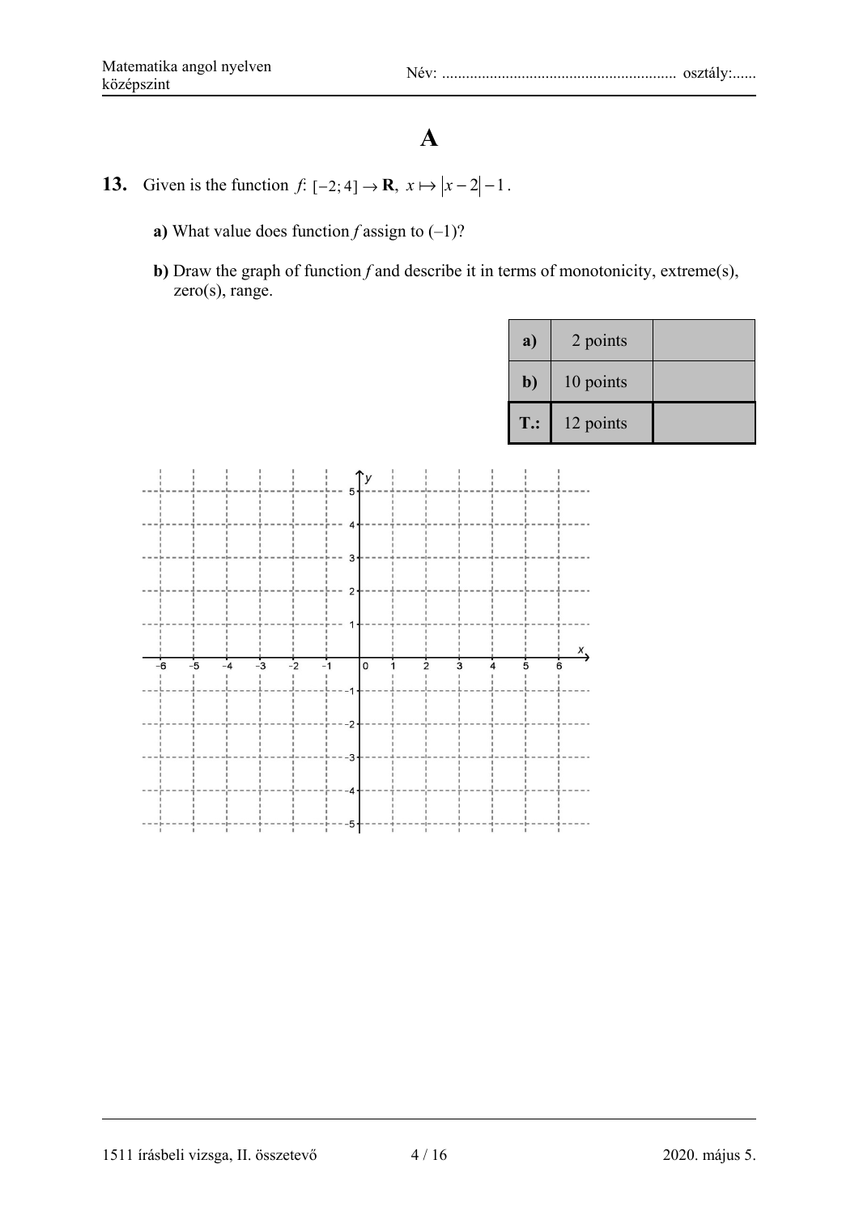# A

**13.** Given is the function $f: [-2; 4] \to \mathbf{R},\ x \mapsto |x-2|-1$.

**a)** What value does function *f* assign to (–1)?

**b)** Draw the graph of function *f* and describe it in terms of monotonicity, extreme(s), zero(s), range.

| **a)** | 2 points | |
|---|---|---|
| **b)** | 10 points | |
| **T.:** | 12 points | |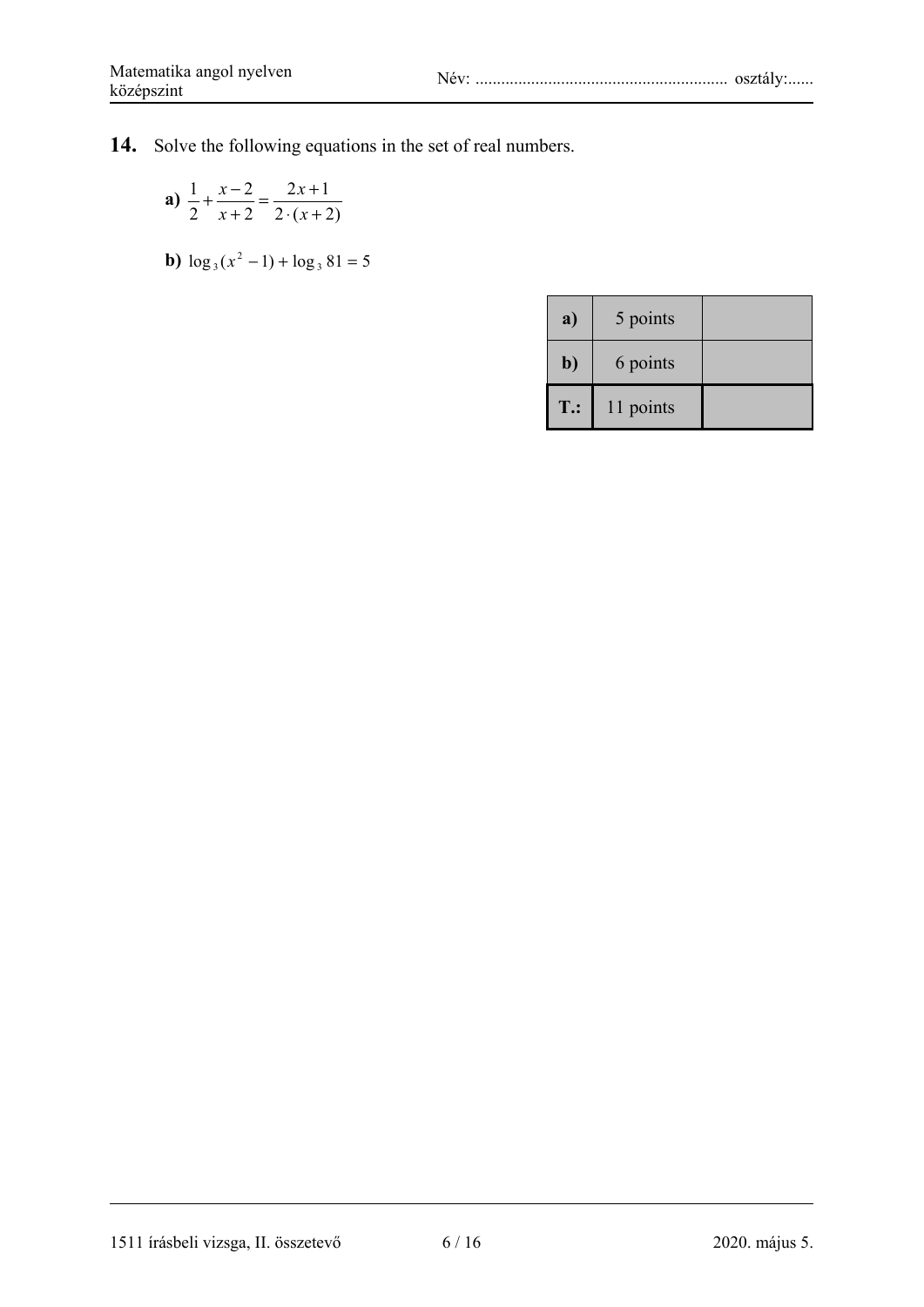**14.** Solve the following equations in the set of real numbers.

**a)** $\frac{1}{2}+\frac{x-2}{x+2}=\frac{2x+1}{2\cdot(x+2)}$

**b)** $\log_3(x^2-1)+\log_3 81=5$

| | | |
|---|---|---|
| **a)** | 5 points | |
| **b)** | 6 points | |
| **T.:** | 11 points | |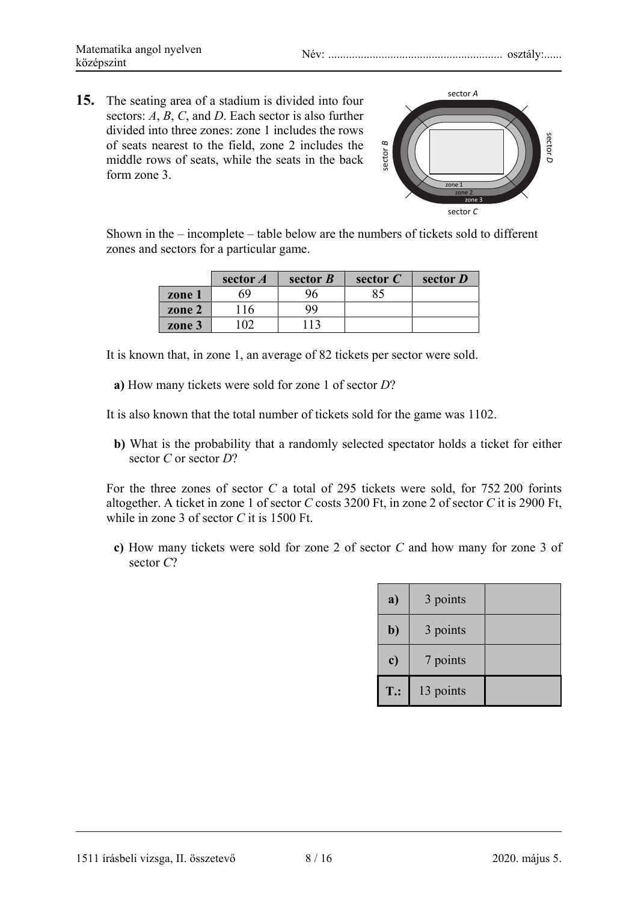**15.** The seating area of a stadium is divided into four sectors: $A$, $B$, $C$, and $D$. Each sector is also further divided into three zones: zone 1 includes the rows of seats nearest to the field, zone 2 includes the middle rows of seats, while the seats in the back form zone 3.

Shown in the – incomplete – table below are the numbers of tickets sold to different zones and sectors for a particular game.

| | sector *A* | sector *B* | sector *C* | sector *D* |
|---|---|---|---|---|
| **zone 1** | 69 | 96 | 85 | |
| **zone 2** | 116 | 99 | | |
| **zone 3** | 102 | 113 | | |

It is known that, in zone 1, an average of 82 tickets per sector were sold.

**a)** How many tickets were sold for zone 1 of sector $D$?

It is also known that the total number of tickets sold for the game was 1102.

**b)** What is the probability that a randomly selected spectator holds a ticket for either sector $C$ or sector $D$?

For the three zones of sector $C$ a total of 295 tickets were sold, for 752 200 forints altogether. A ticket in zone 1 of sector $C$ costs 3200 Ft, in zone 2 of sector $C$ it is 2900 Ft, while in zone 3 of sector $C$ it is 1500 Ft.

**c)** How many tickets were sold for zone 2 of sector $C$ and how many for zone 3 of sector $C$?

| | | |
|---|---|---|
| **a)** | 3 points | |
| **b)** | 3 points | |
| **c)** | 7 points | |
| **T.:** | 13 points | |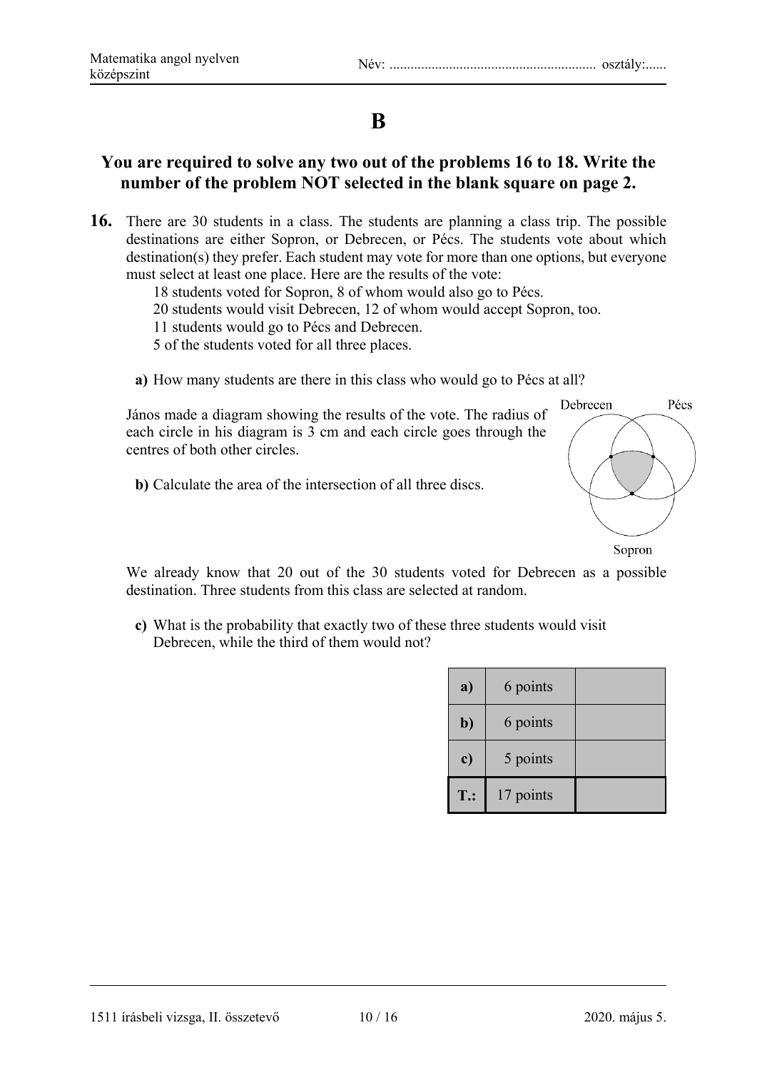# B

## You are required to solve any two out of the problems 16 to 18. Write the number of the problem NOT selected in the blank square on page 2.

**16.** There are 30 students in a class. The students are planning a class trip. The possible destinations are either Sopron, or Debrecen, or Pécs. The students vote about which destination(s) they prefer. Each student may vote for more than one options, but everyone must select at least one place. Here are the results of the vote:

18 students voted for Sopron, 8 of whom would also go to Pécs.
20 students would visit Debrecen, 12 of whom would accept Sopron, too.
11 students would go to Pécs and Debrecen.
5 of the students voted for all three places.

**a)** How many students are there in this class who would go to Pécs at all?

János made a diagram showing the results of the vote. The radius of each circle in his diagram is 3 cm and each circle goes through the centres of both other circles.

Debrecen Pécs Sopron

**b)** Calculate the area of the intersection of all three discs.

We already know that 20 out of the 30 students voted for Debrecen as a possible destination. Three students from this class are selected at random.

**c)** What is the probability that exactly two of these three students would visit Debrecen, while the third of them would not?

| | | |
|---|---|---|
| **a)** | 6 points | |
| **b)** | 6 points | |
| **c)** | 5 points | |
| **T.:** | 17 points | |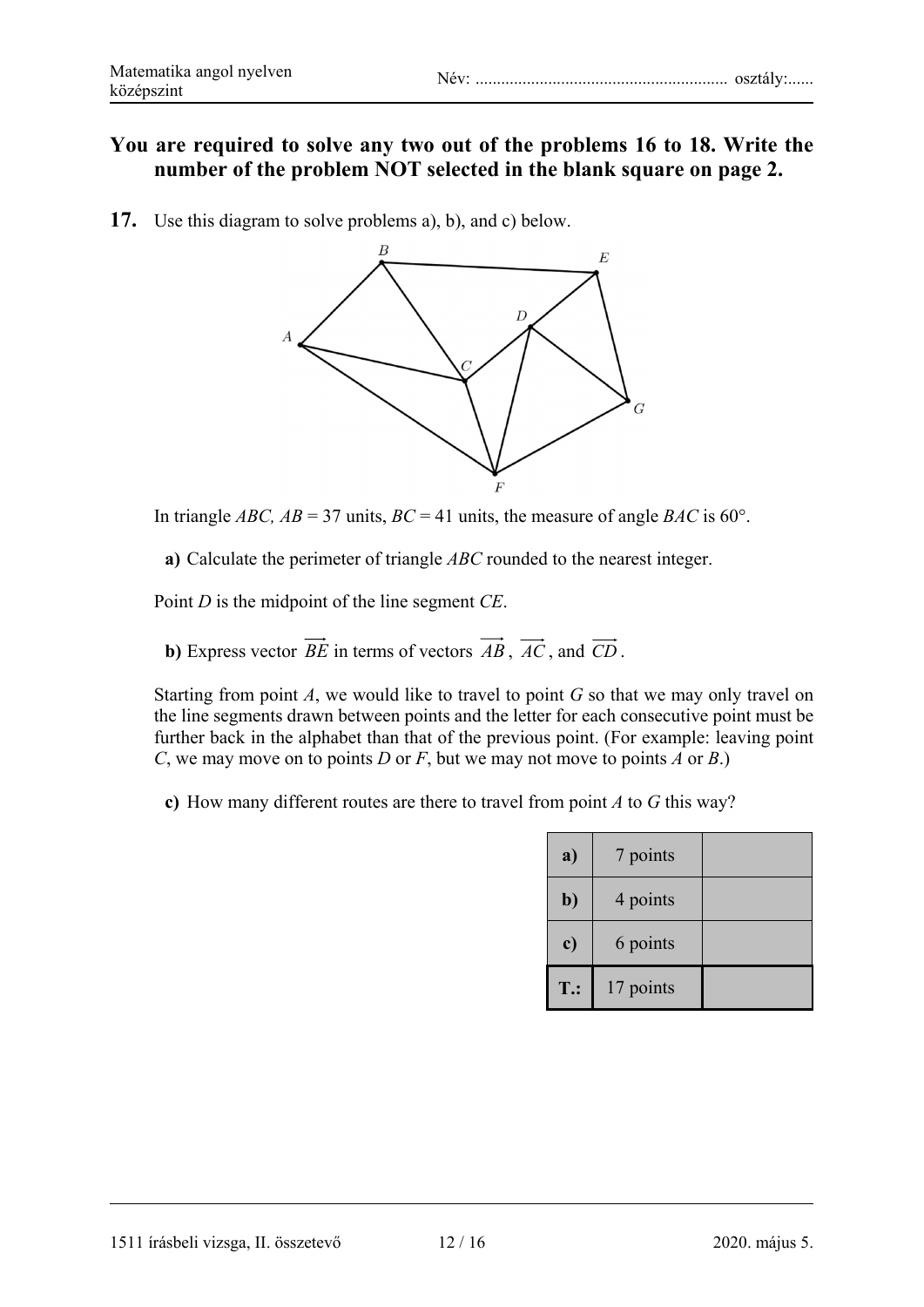**You are required to solve any two out of the problems 16 to 18. Write the number of the problem NOT selected in the blank square on page 2.**

**17.** Use this diagram to solve problems a), b), and c) below.

In triangle $ABC$, $AB = 37$ units, $BC = 41$ units, the measure of angle $BAC$ is $60°$.

**a)** Calculate the perimeter of triangle $ABC$ rounded to the nearest integer.

Point $D$ is the midpoint of the line segment $CE$.

**b)** Express vector $\overrightarrow{BE}$ in terms of vectors $\overrightarrow{AB}$, $\overrightarrow{AC}$, and $\overrightarrow{CD}$.

Starting from point $A$, we would like to travel to point $G$ so that we may only travel on the line segments drawn between points and the letter for each consecutive point must be further back in the alphabet than that of the previous point. (For example: leaving point $C$, we may move on to points $D$ or $F$, but we may not move to points $A$ or $B$.)

**c)** How many different routes are there to travel from point $A$ to $G$ this way?

| | | |
|---|---|---|
| **a)** | 7 points | |
| **b)** | 4 points | |
| **c)** | 6 points | |
| **T.:** | 17 points | |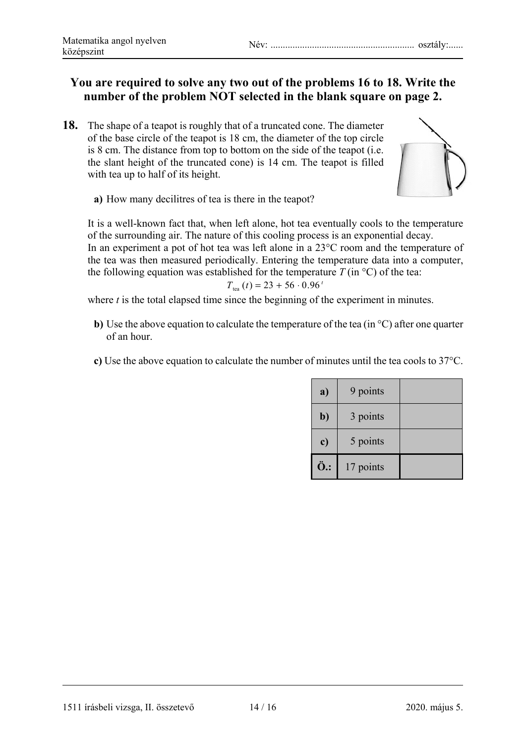**You are required to solve any two out of the problems 16 to 18. Write the number of the problem NOT selected in the blank square on page 2.**

**18.** The shape of a teapot is roughly that of a truncated cone. The diameter of the base circle of the teapot is 18 cm, the diameter of the top circle is 8 cm. The distance from top to bottom on the side of the teapot (i.e. the slant height of the truncated cone) is 14 cm. The teapot is filled with tea up to half of its height.

**a)** How many decilitres of tea is there in the teapot?

It is a well-known fact that, when left alone, hot tea eventually cools to the temperature of the surrounding air. The nature of this cooling process is an exponential decay. In an experiment a pot of hot tea was left alone in a 23°C room and the temperature of the tea was then measured periodically. Entering the temperature data into a computer, the following equation was established for the temperature $T$ (in °C) of the tea:

$$T_{\text{tea}}(t) = 23 + 56 \cdot 0.96^{t}$$

where $t$ is the total elapsed time since the beginning of the experiment in minutes.

**b)** Use the above equation to calculate the temperature of the tea (in °C) after one quarter of an hour.

**c)** Use the above equation to calculate the number of minutes until the tea cools to 37°C.

| | | |
|---|---|---|
| **a)** | 9 points | |
| **b)** | 3 points | |
| **c)** | 5 points | |
| **Ö.:** | 17 points | |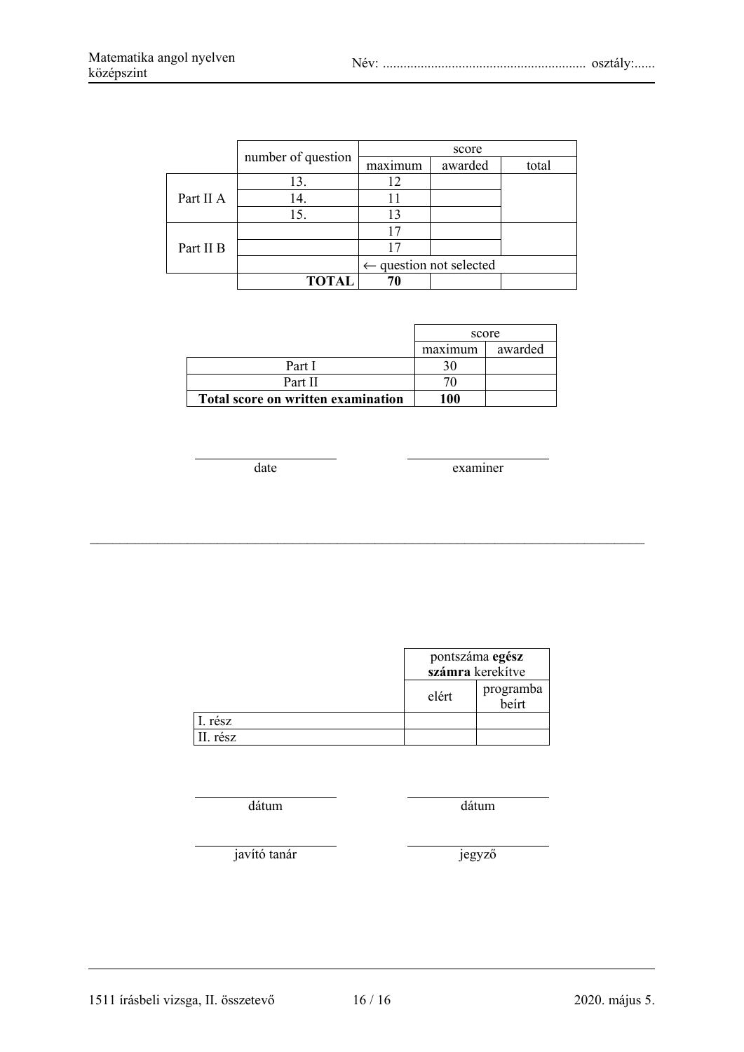| | number of question | score | | |
|---|---|---|---|---|
| | | maximum | awarded | total |
| Part II A | 13. | 12 | | |
| | 14. | 11 | | |
| | 15. | 13 | | |
| Part II B | | 17 | | |
| | | 17 | | |
| | | ← question not selected | | |
| | **TOTAL** | **70** | | |

| | score | |
|---|---|---|
| | maximum | awarded |
| Part I | 30 | |
| Part II | 70 | |
| **Total score on written examination** | **100** | |

date

examiner

| | pontszáma **egész számra** kerekítve | |
|---|---|---|
| | elért | programba beírt |
| I. rész | | |
| II. rész | | |

dátum

dátum

javító tanár

jegyző